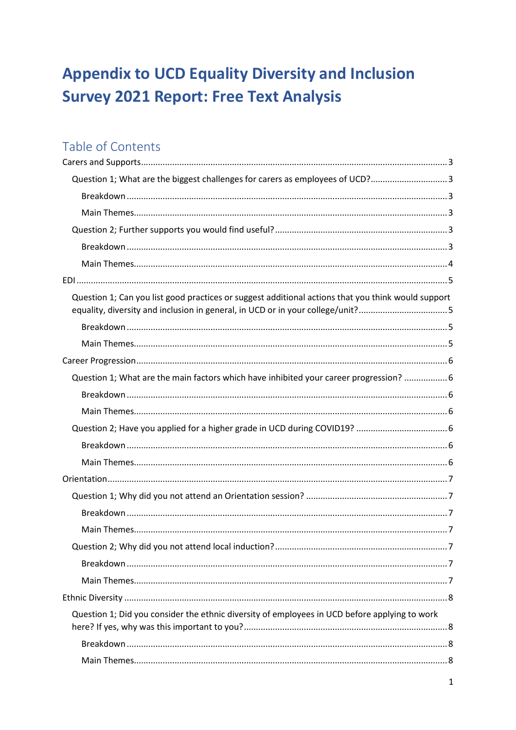# Appendix to UCD Equality Diversity and Inclusion Survey 2021 Report: Free Text Analysis

## Table of Contents

- Carers and Supports ........ 3
  - Question 1; What are the biggest challenges for carers as employees of UCD? ........ 3
    - Breakdown ........ 3
    - Main Themes ........ 3
  - Question 2; Further supports you would find useful? ........ 3
    - Breakdown ........ 3
    - Main Themes ........ 4
- EDI ........ 5
  - Question 1; Can you list good practices or suggest additional actions that you think would support equality, diversity and inclusion in general, in UCD or in your college/unit? ........ 5
    - Breakdown ........ 5
    - Main Themes ........ 5
- Career Progression ........ 6
  - Question 1; What are the main factors which have inhibited your career progression? ........ 6
    - Breakdown ........ 6
    - Main Themes ........ 6
  - Question 2; Have you applied for a higher grade in UCD during COVID19? ........ 6
    - Breakdown ........ 6
    - Main Themes ........ 6
- Orientation ........ 7
  - Question 1; Why did you not attend an Orientation session? ........ 7
    - Breakdown ........ 7
    - Main Themes ........ 7
  - Question 2; Why did you not attend local induction? ........ 7
    - Breakdown ........ 7
    - Main Themes ........ 7
- Ethnic Diversity ........ 8
  - Question 1; Did you consider the ethnic diversity of employees in UCD before applying to work here? If yes, why was this important to you? ........ 8
    - Breakdown ........ 8
    - Main Themes ........ 8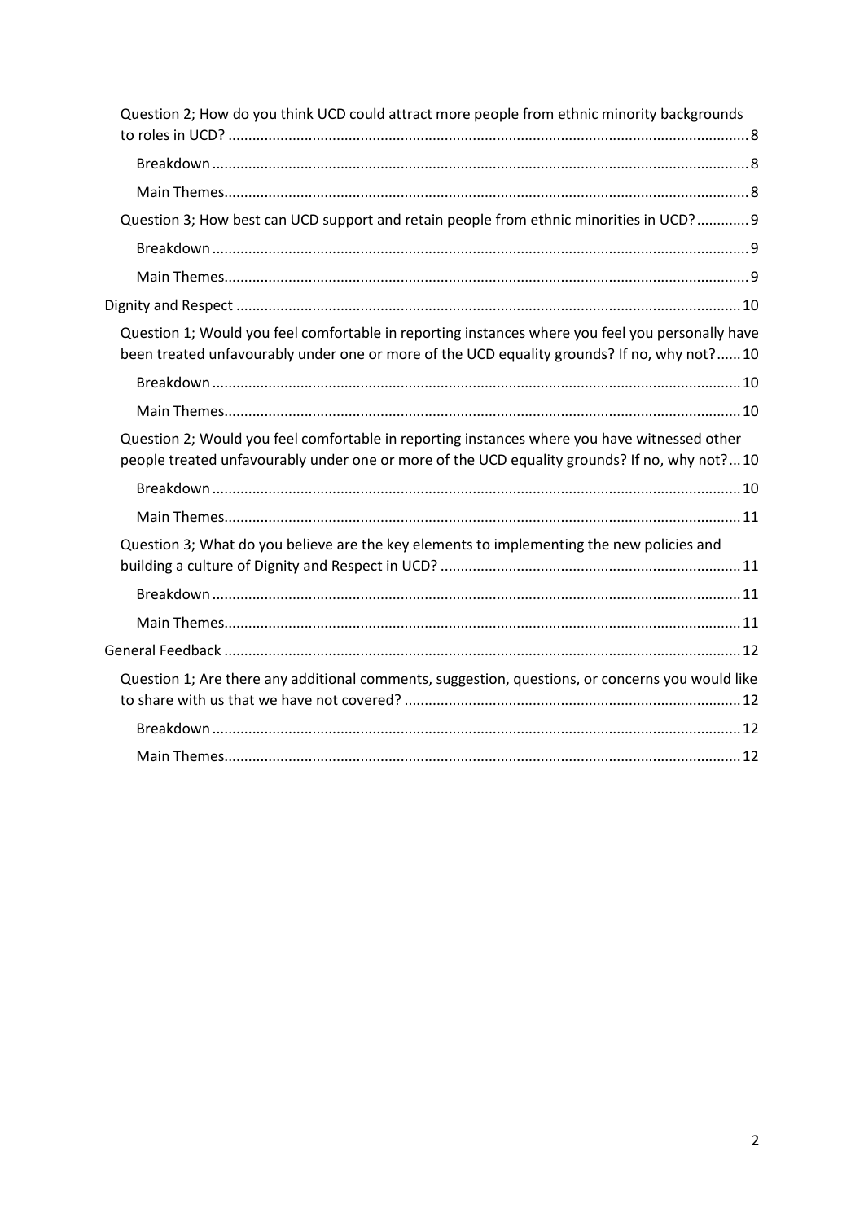- Question 2; How do you think UCD could attract more people from ethnic minority backgrounds to roles in UCD? ........ 8
  - Breakdown ........ 8
  - Main Themes ........ 8
- Question 3; How best can UCD support and retain people from ethnic minorities in UCD? ........ 9
  - Breakdown ........ 9
  - Main Themes ........ 9

Dignity and Respect ........ 10

- Question 1; Would you feel comfortable in reporting instances where you feel you personally have been treated unfavourably under one or more of the UCD equality grounds? If no, why not? ........ 10
  - Breakdown ........ 10
  - Main Themes ........ 10
- Question 2; Would you feel comfortable in reporting instances where you have witnessed other people treated unfavourably under one or more of the UCD equality grounds? If no, why not? ........ 10
  - Breakdown ........ 10
  - Main Themes ........ 11
- Question 3; What do you believe are the key elements to implementing the new policies and building a culture of Dignity and Respect in UCD? ........ 11
  - Breakdown ........ 11
  - Main Themes ........ 11

General Feedback ........ 12

- Question 1; Are there any additional comments, suggestion, questions, or concerns you would like to share with us that we have not covered? ........ 12
  - Breakdown ........ 12
  - Main Themes ........ 12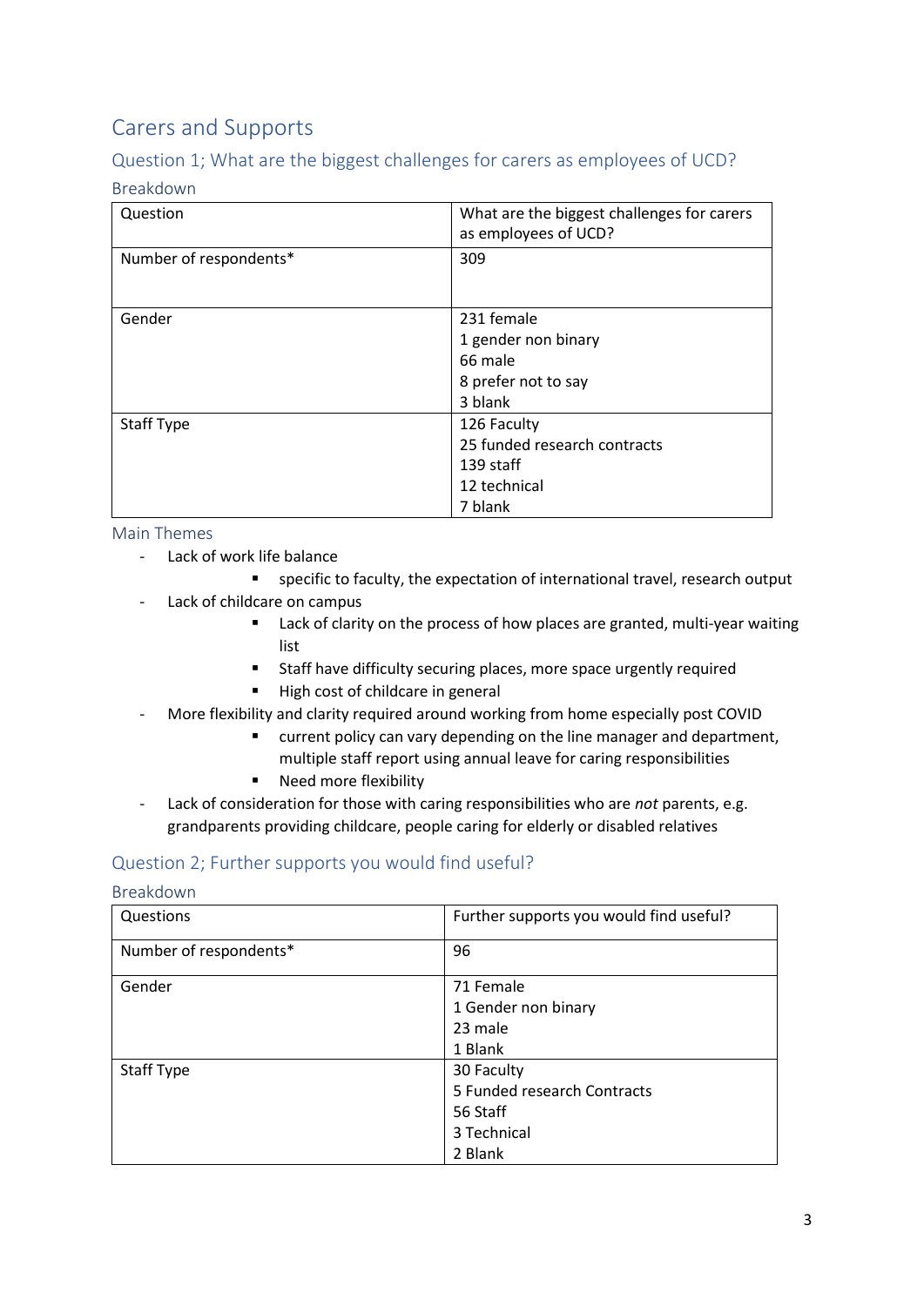## Carers and Supports

### Question 1; What are the biggest challenges for carers as employees of UCD?

#### Breakdown

| Question | What are the biggest challenges for carers as employees of UCD? |
|---|---|
| Number of respondents* | 309 |
| Gender | 231 female<br>1 gender non binary<br>66 male<br>8 prefer not to say<br>3 blank |
| Staff Type | 126 Faculty<br>25 funded research contracts<br>139 staff<br>12 technical<br>7 blank |

#### Main Themes

- Lack of work life balance
    - specific to faculty, the expectation of international travel, research output
- Lack of childcare on campus
    - Lack of clarity on the process of how places are granted, multi-year waiting list
    - Staff have difficulty securing places, more space urgently required
    - High cost of childcare in general
- More flexibility and clarity required around working from home especially post COVID
    - current policy can vary depending on the line manager and department, multiple staff report using annual leave for caring responsibilities
    - Need more flexibility
- Lack of consideration for those with caring responsibilities who are *not* parents, e.g. grandparents providing childcare, people caring for elderly or disabled relatives

### Question 2; Further supports you would find useful?

#### Breakdown

| Questions | Further supports you would find useful? |
|---|---|
| Number of respondents* | 96 |
| Gender | 71 Female<br>1 Gender non binary<br>23 male<br>1 Blank |
| Staff Type | 30 Faculty<br>5 Funded research Contracts<br>56 Staff<br>3 Technical<br>2 Blank |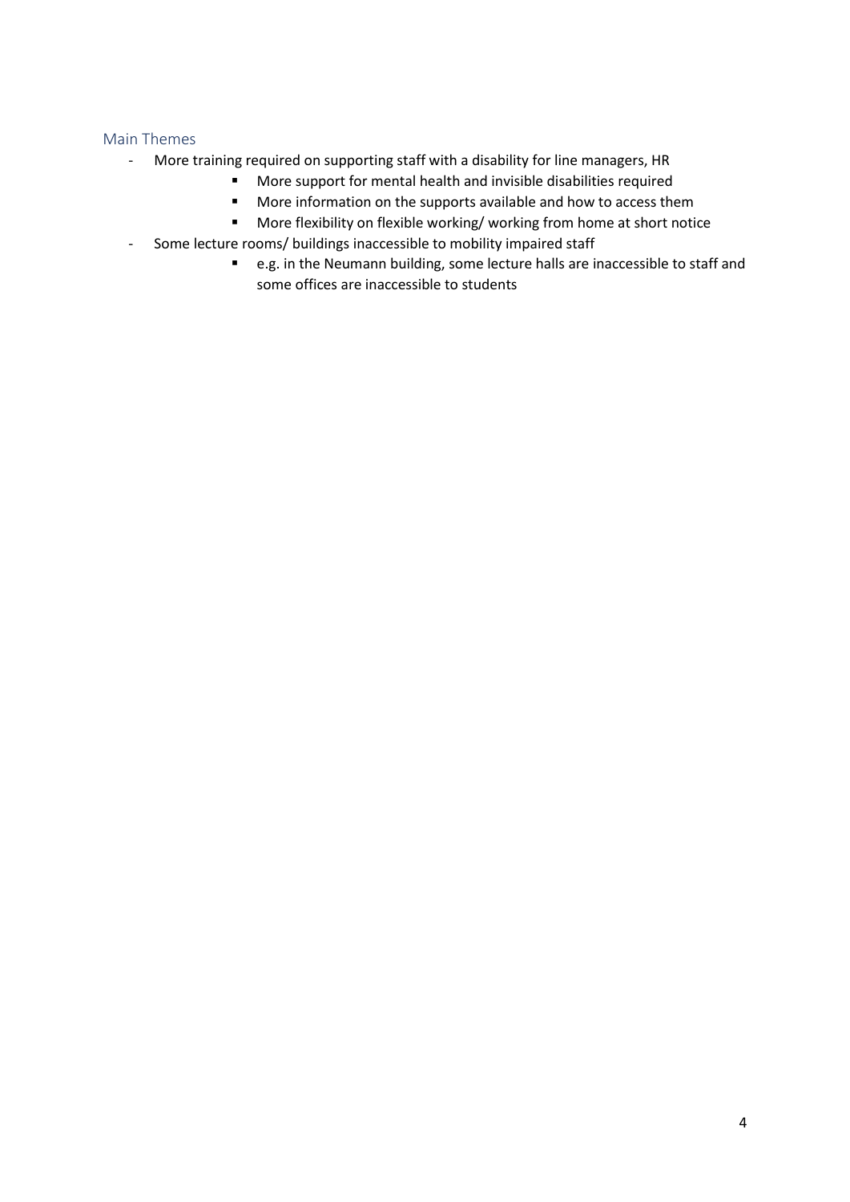## Main Themes

- More training required on supporting staff with a disability for line managers, HR
    - More support for mental health and invisible disabilities required
    - More information on the supports available and how to access them
    - More flexibility on flexible working/ working from home at short notice
- Some lecture rooms/ buildings inaccessible to mobility impaired staff
    - e.g. in the Neumann building, some lecture halls are inaccessible to staff and some offices are inaccessible to students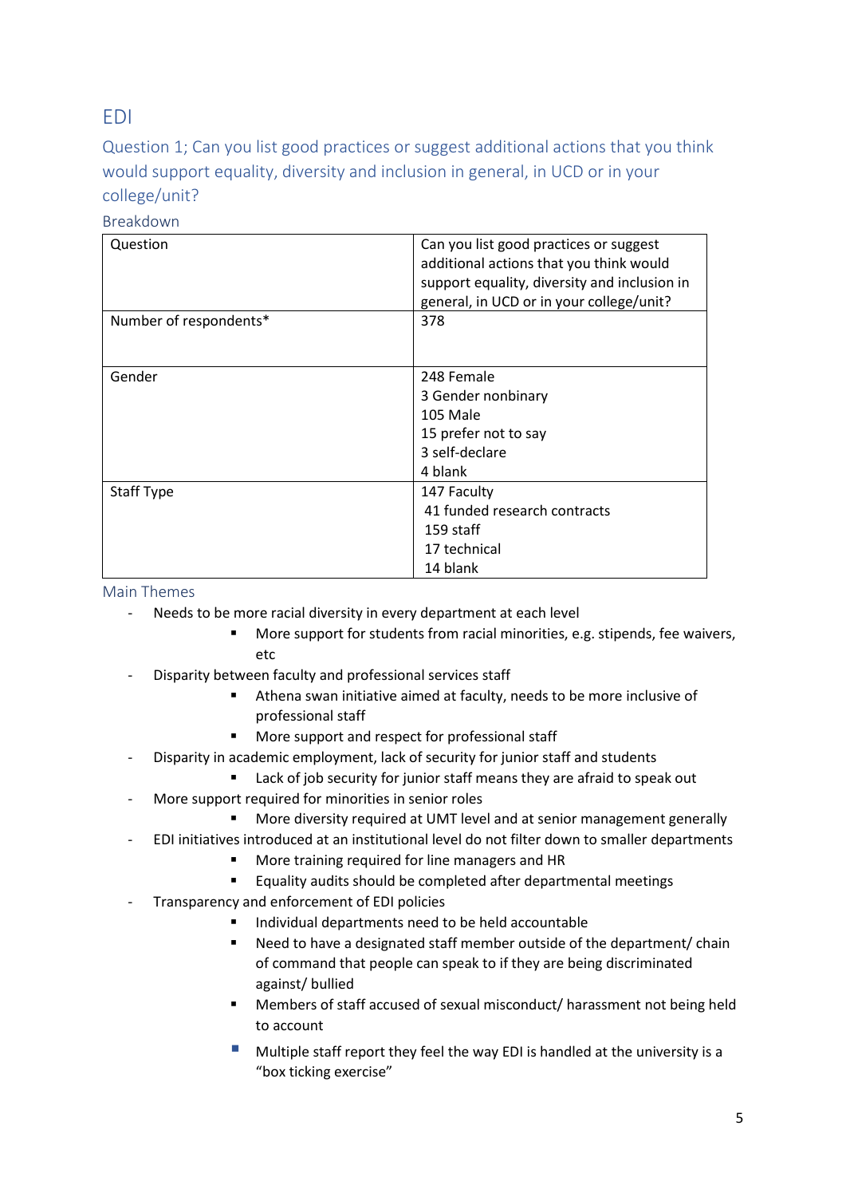# EDI

## Question 1; Can you list good practices or suggest additional actions that you think would support equality, diversity and inclusion in general, in UCD or in your college/unit?

### Breakdown

| Question | Can you list good practices or suggest additional actions that you think would support equality, diversity and inclusion in general, in UCD or in your college/unit? |
|---|---|
| Number of respondents* | 378 |
| Gender | 248 Female<br>3 Gender nonbinary<br>105 Male<br>15 prefer not to say<br>3 self-declare<br>4 blank |
| Staff Type | 147 Faculty<br>41 funded research contracts<br>159 staff<br>17 technical<br>14 blank |

### Main Themes

- Needs to be more racial diversity in every department at each level
  - More support for students from racial minorities, e.g. stipends, fee waivers, etc
- Disparity between faculty and professional services staff
  - Athena swan initiative aimed at faculty, needs to be more inclusive of professional staff
  - More support and respect for professional staff
- Disparity in academic employment, lack of security for junior staff and students
  - Lack of job security for junior staff means they are afraid to speak out
- More support required for minorities in senior roles
  - More diversity required at UMT level and at senior management generally
- EDI initiatives introduced at an institutional level do not filter down to smaller departments
  - More training required for line managers and HR
  - Equality audits should be completed after departmental meetings
- Transparency and enforcement of EDI policies
  - Individual departments need to be held accountable
  - Need to have a designated staff member outside of the department/ chain of command that people can speak to if they are being discriminated against/ bullied
  - Members of staff accused of sexual misconduct/ harassment not being held to account
  - Multiple staff report they feel the way EDI is handled at the university is a "box ticking exercise"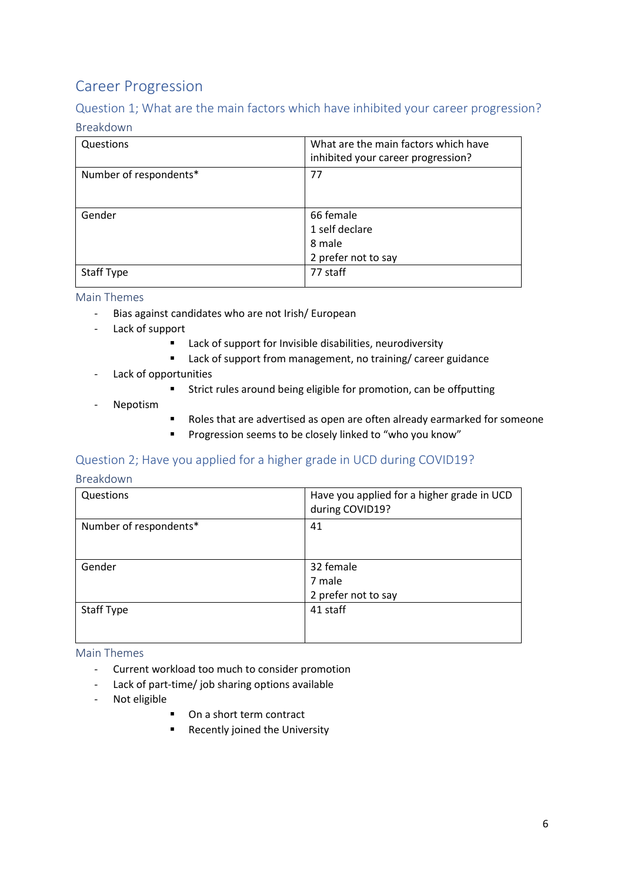## Career Progression

### Question 1; What are the main factors which have inhibited your career progression?

#### Breakdown

| Questions | What are the main factors which have inhibited your career progression? |
|---|---|
| Number of respondents* | 77 |
| Gender | 66 female<br>1 self declare<br>8 male<br>2 prefer not to say |
| Staff Type | 77 staff |

#### Main Themes

- Bias against candidates who are not Irish/ European
- Lack of support
    - Lack of support for Invisible disabilities, neurodiversity
    - Lack of support from management, no training/ career guidance
- Lack of opportunities
    - Strict rules around being eligible for promotion, can be offputting
- Nepotism
    - Roles that are advertised as open are often already earmarked for someone
    - Progression seems to be closely linked to "who you know"

### Question 2; Have you applied for a higher grade in UCD during COVID19?

#### Breakdown

| Questions | Have you applied for a higher grade in UCD during COVID19? |
|---|---|
| Number of respondents* | 41 |
| Gender | 32 female<br>7 male<br>2 prefer not to say |
| Staff Type | 41 staff |

#### Main Themes

- Current workload too much to consider promotion
- Lack of part-time/ job sharing options available
- Not eligible
    - On a short term contract
    - Recently joined the University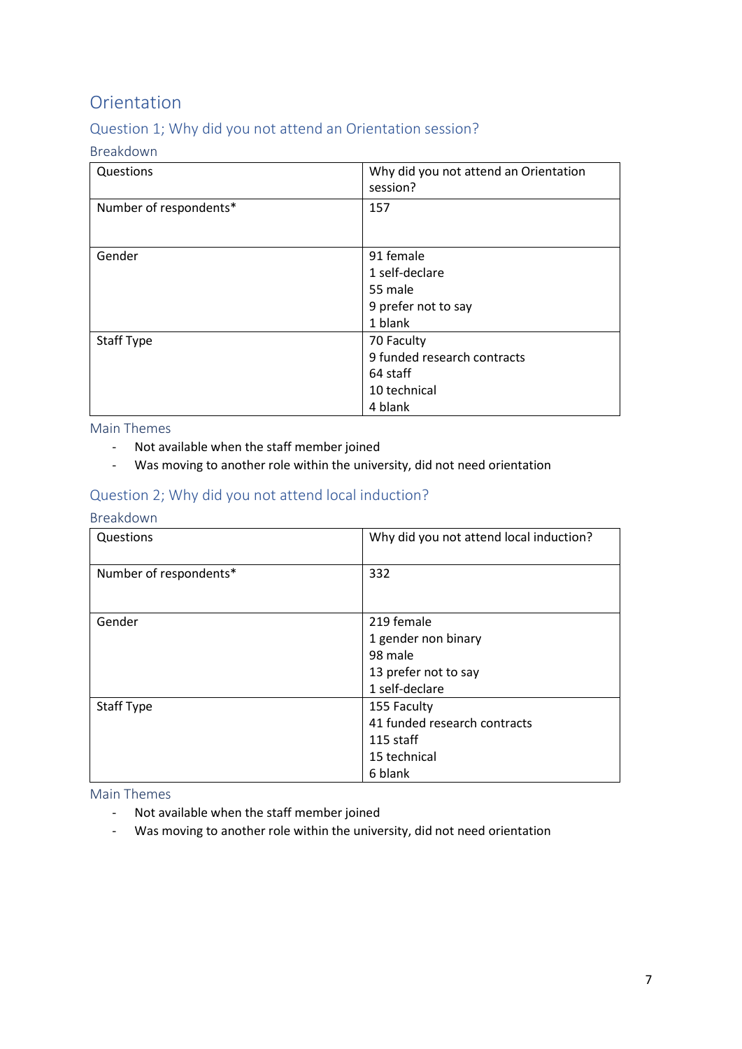## Orientation

### Question 1; Why did you not attend an Orientation session?

#### Breakdown

| Questions | Why did you not attend an Orientation session? |
|---|---|
| Number of respondents* | 157 |
| Gender | 91 female<br>1 self-declare<br>55 male<br>9 prefer not to say<br>1 blank |
| Staff Type | 70 Faculty<br>9 funded research contracts<br>64 staff<br>10 technical<br>4 blank |

#### Main Themes

- Not available when the staff member joined
- Was moving to another role within the university, did not need orientation

### Question 2; Why did you not attend local induction?

#### Breakdown

| Questions | Why did you not attend local induction? |
|---|---|
| Number of respondents* | 332 |
| Gender | 219 female<br>1 gender non binary<br>98 male<br>13 prefer not to say<br>1 self-declare |
| Staff Type | 155 Faculty<br>41 funded research contracts<br>115 staff<br>15 technical<br>6 blank |

#### Main Themes

- Not available when the staff member joined
- Was moving to another role within the university, did not need orientation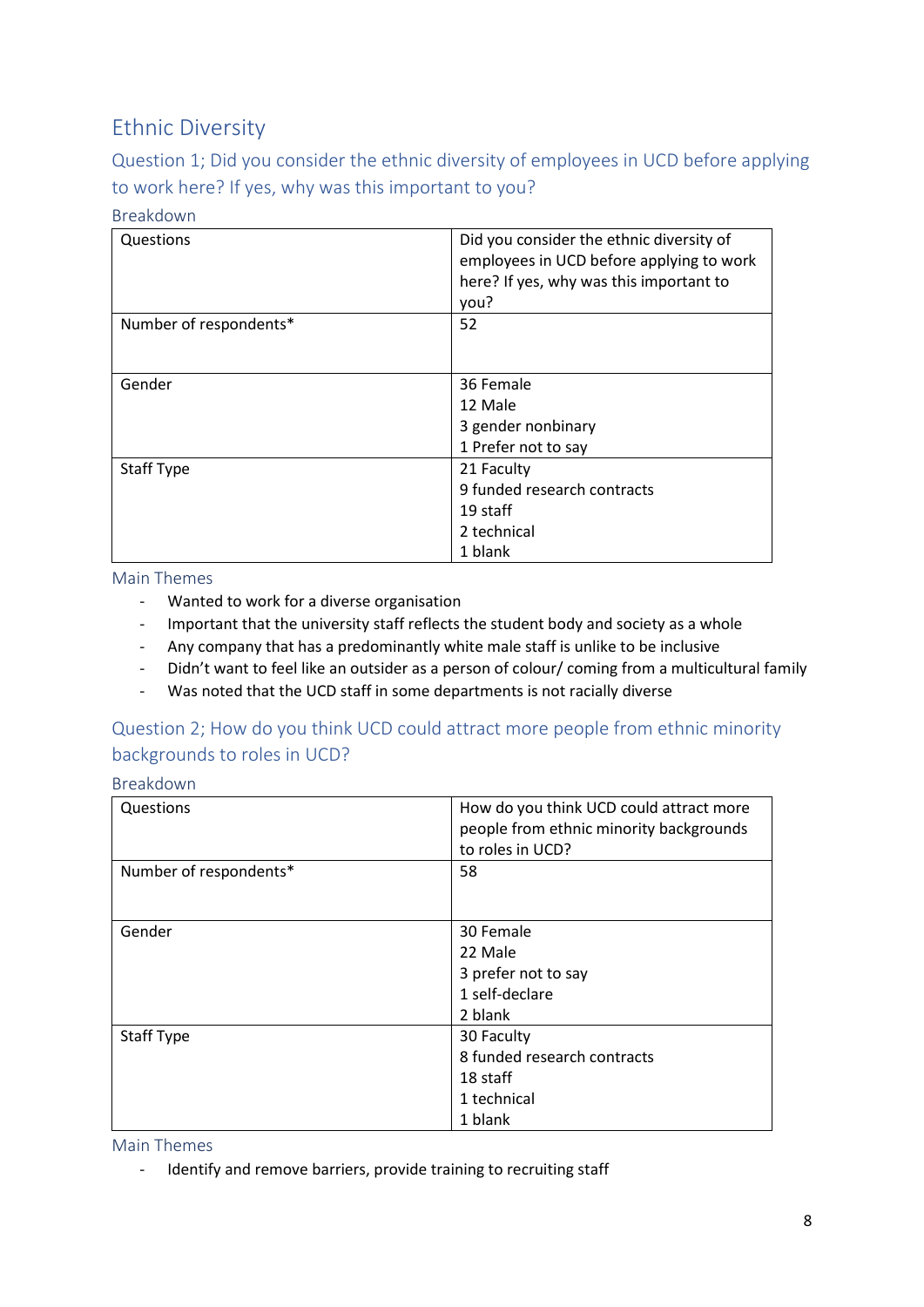## Ethnic Diversity

### Question 1; Did you consider the ethnic diversity of employees in UCD before applying to work here? If yes, why was this important to you?

#### Breakdown

| Questions | Did you consider the ethnic diversity of employees in UCD before applying to work here? If yes, why was this important to you? |
|---|---|
| Number of respondents* | 52 |
| Gender | 36 Female<br>12 Male<br>3 gender nonbinary<br>1 Prefer not to say |
| Staff Type | 21 Faculty<br>9 funded research contracts<br>19 staff<br>2 technical<br>1 blank |

#### Main Themes

- Wanted to work for a diverse organisation
- Important that the university staff reflects the student body and society as a whole
- Any company that has a predominantly white male staff is unlike to be inclusive
- Didn't want to feel like an outsider as a person of colour/ coming from a multicultural family
- Was noted that the UCD staff in some departments is not racially diverse

### Question 2; How do you think UCD could attract more people from ethnic minority backgrounds to roles in UCD?

#### Breakdown

| Questions | How do you think UCD could attract more people from ethnic minority backgrounds to roles in UCD? |
|---|---|
| Number of respondents* | 58 |
| Gender | 30 Female<br>22 Male<br>3 prefer not to say<br>1 self-declare<br>2 blank |
| Staff Type | 30 Faculty<br>8 funded research contracts<br>18 staff<br>1 technical<br>1 blank |

#### Main Themes

- Identify and remove barriers, provide training to recruiting staff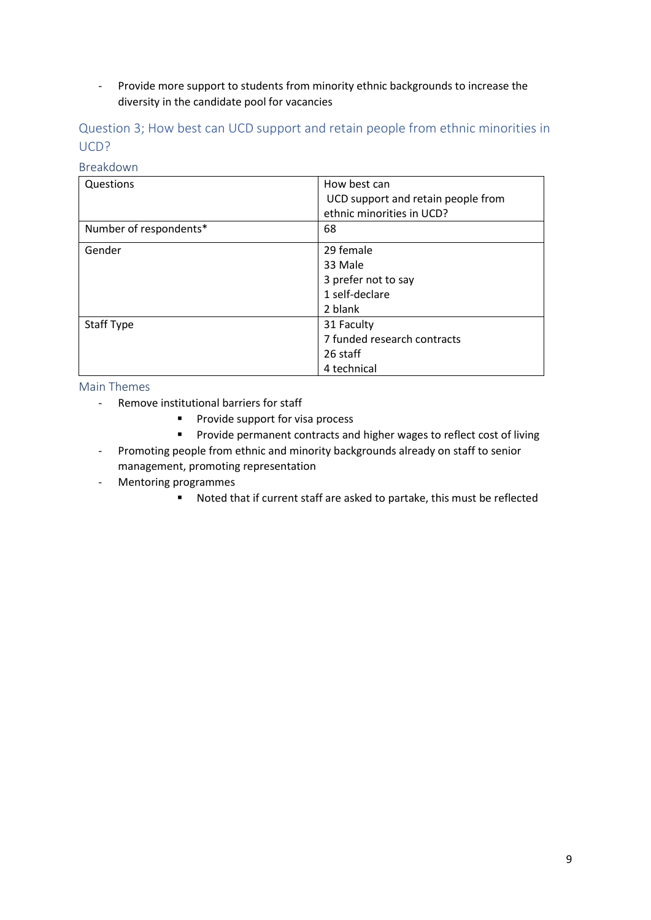- Provide more support to students from minority ethnic backgrounds to increase the diversity in the candidate pool for vacancies

## Question 3; How best can UCD support and retain people from ethnic minorities in UCD?

### Breakdown

| Questions | How best can UCD support and retain people from ethnic minorities in UCD? |
|---|---|
| Number of respondents* | 68 |
| Gender | 29 female<br>33 Male<br>3 prefer not to say<br>1 self-declare<br>2 blank |
| Staff Type | 31 Faculty<br>7 funded research contracts<br>26 staff<br>4 technical |

### Main Themes

- Remove institutional barriers for staff
    - Provide support for visa process
    - Provide permanent contracts and higher wages to reflect cost of living
- Promoting people from ethnic and minority backgrounds already on staff to senior management, promoting representation
- Mentoring programmes
    - Noted that if current staff are asked to partake, this must be reflected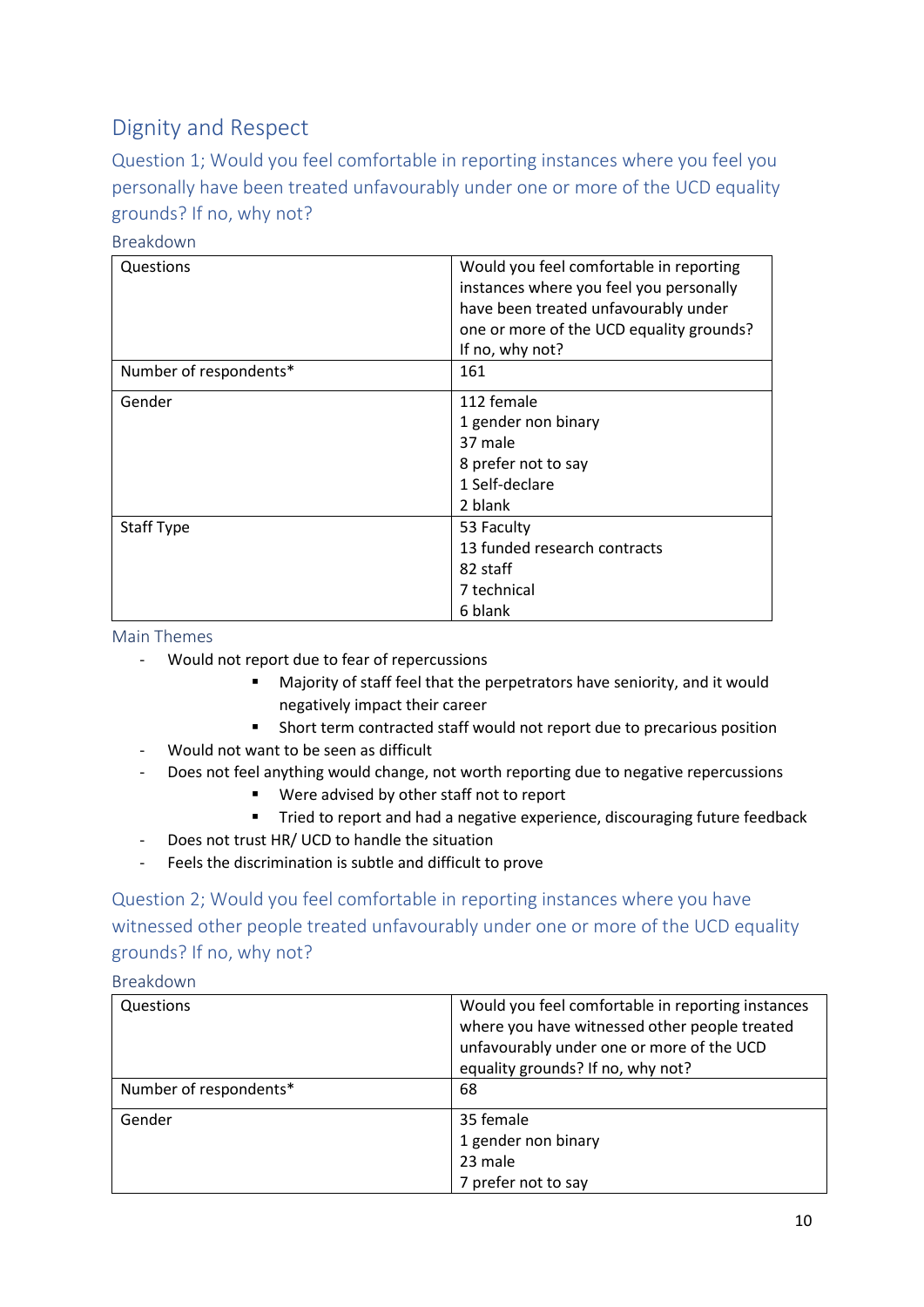## Dignity and Respect

### Question 1; Would you feel comfortable in reporting instances where you feel you personally have been treated unfavourably under one or more of the UCD equality grounds? If no, why not?

#### Breakdown

| Questions | Would you feel comfortable in reporting instances where you feel you personally have been treated unfavourably under one or more of the UCD equality grounds? If no, why not? |
|---|---|
| Number of respondents* | 161 |
| Gender | 112 female<br>1 gender non binary<br>37 male<br>8 prefer not to say<br>1 Self-declare<br>2 blank |
| Staff Type | 53 Faculty<br>13 funded research contracts<br>82 staff<br>7 technical<br>6 blank |

#### Main Themes

- Would not report due to fear of repercussions
  - Majority of staff feel that the perpetrators have seniority, and it would negatively impact their career
  - Short term contracted staff would not report due to precarious position
- Would not want to be seen as difficult
- Does not feel anything would change, not worth reporting due to negative repercussions
  - Were advised by other staff not to report
  - Tried to report and had a negative experience, discouraging future feedback
- Does not trust HR/ UCD to handle the situation
- Feels the discrimination is subtle and difficult to prove

### Question 2; Would you feel comfortable in reporting instances where you have witnessed other people treated unfavourably under one or more of the UCD equality grounds? If no, why not?

#### Breakdown

| Questions | Would you feel comfortable in reporting instances where you have witnessed other people treated unfavourably under one or more of the UCD equality grounds? If no, why not? |
|---|---|
| Number of respondents* | 68 |
| Gender | 35 female<br>1 gender non binary<br>23 male<br>7 prefer not to say |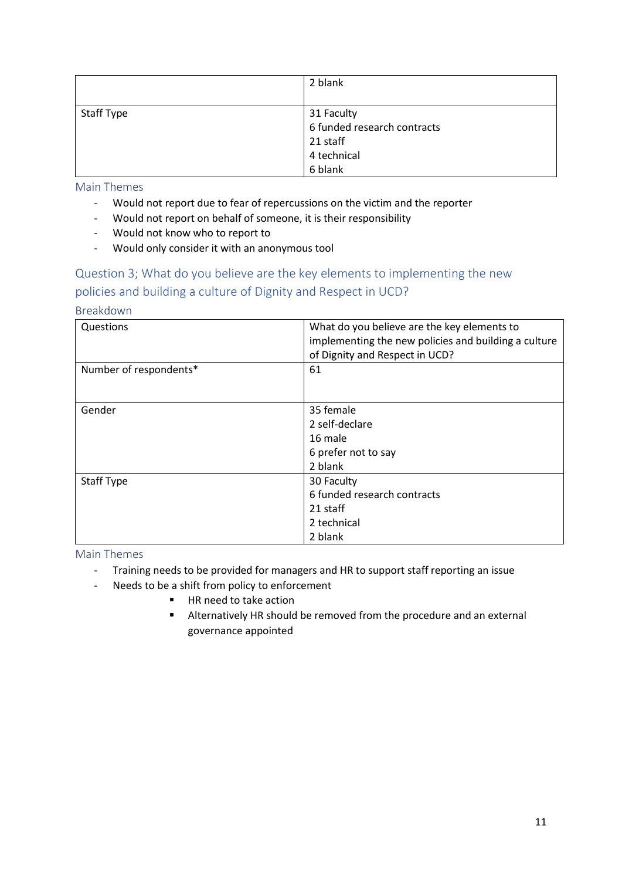| | |
|---|---|
| | 2 blank |
| Staff Type | 31 Faculty<br>6 funded research contracts<br>21 staff<br>4 technical<br>6 blank |

### Main Themes

- Would not report due to fear of repercussions on the victim and the reporter
- Would not report on behalf of someone, it is their responsibility
- Would not know who to report to
- Would only consider it with an anonymous tool

## Question 3; What do you believe are the key elements to implementing the new policies and building a culture of Dignity and Respect in UCD?

### Breakdown

| Questions | What do you believe are the key elements to implementing the new policies and building a culture of Dignity and Respect in UCD? |
|---|---|
| Number of respondents* | 61 |
| Gender | 35 female<br>2 self-declare<br>16 male<br>6 prefer not to say<br>2 blank |
| Staff Type | 30 Faculty<br>6 funded research contracts<br>21 staff<br>2 technical<br>2 blank |

### Main Themes

- Training needs to be provided for managers and HR to support staff reporting an issue
- Needs to be a shift from policy to enforcement
    - HR need to take action
    - Alternatively HR should be removed from the procedure and an external governance appointed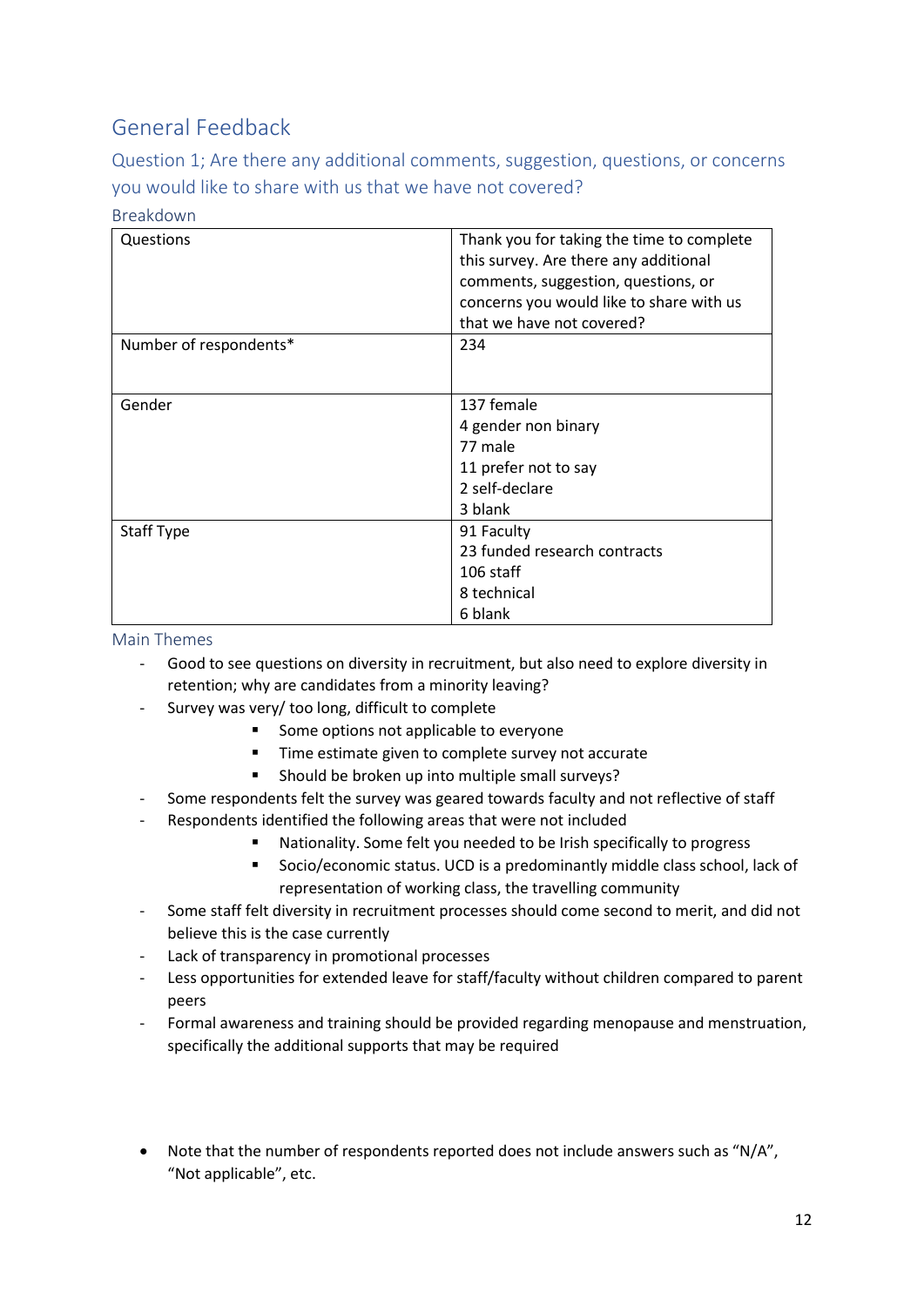## General Feedback

### Question 1; Are there any additional comments, suggestion, questions, or concerns you would like to share with us that we have not covered?

#### Breakdown

| | |
|---|---|
| Questions | Thank you for taking the time to complete this survey. Are there any additional comments, suggestion, questions, or concerns you would like to share with us that we have not covered? |
| Number of respondents* | 234 |
| Gender | 137 female<br>4 gender non binary<br>77 male<br>11 prefer not to say<br>2 self-declare<br>3 blank |
| Staff Type | 91 Faculty<br>23 funded research contracts<br>106 staff<br>8 technical<br>6 blank |

#### Main Themes

- Good to see questions on diversity in recruitment, but also need to explore diversity in retention; why are candidates from a minority leaving?
- Survey was very/ too long, difficult to complete
    - Some options not applicable to everyone
    - Time estimate given to complete survey not accurate
    - Should be broken up into multiple small surveys?
- Some respondents felt the survey was geared towards faculty and not reflective of staff
- Respondents identified the following areas that were not included
    - Nationality. Some felt you needed to be Irish specifically to progress
    - Socio/economic status. UCD is a predominantly middle class school, lack of representation of working class, the travelling community
- Some staff felt diversity in recruitment processes should come second to merit, and did not believe this is the case currently
- Lack of transparency in promotional processes
- Less opportunities for extended leave for staff/faculty without children compared to parent peers
- Formal awareness and training should be provided regarding menopause and menstruation, specifically the additional supports that may be required

- Note that the number of respondents reported does not include answers such as "N/A", "Not applicable", etc.